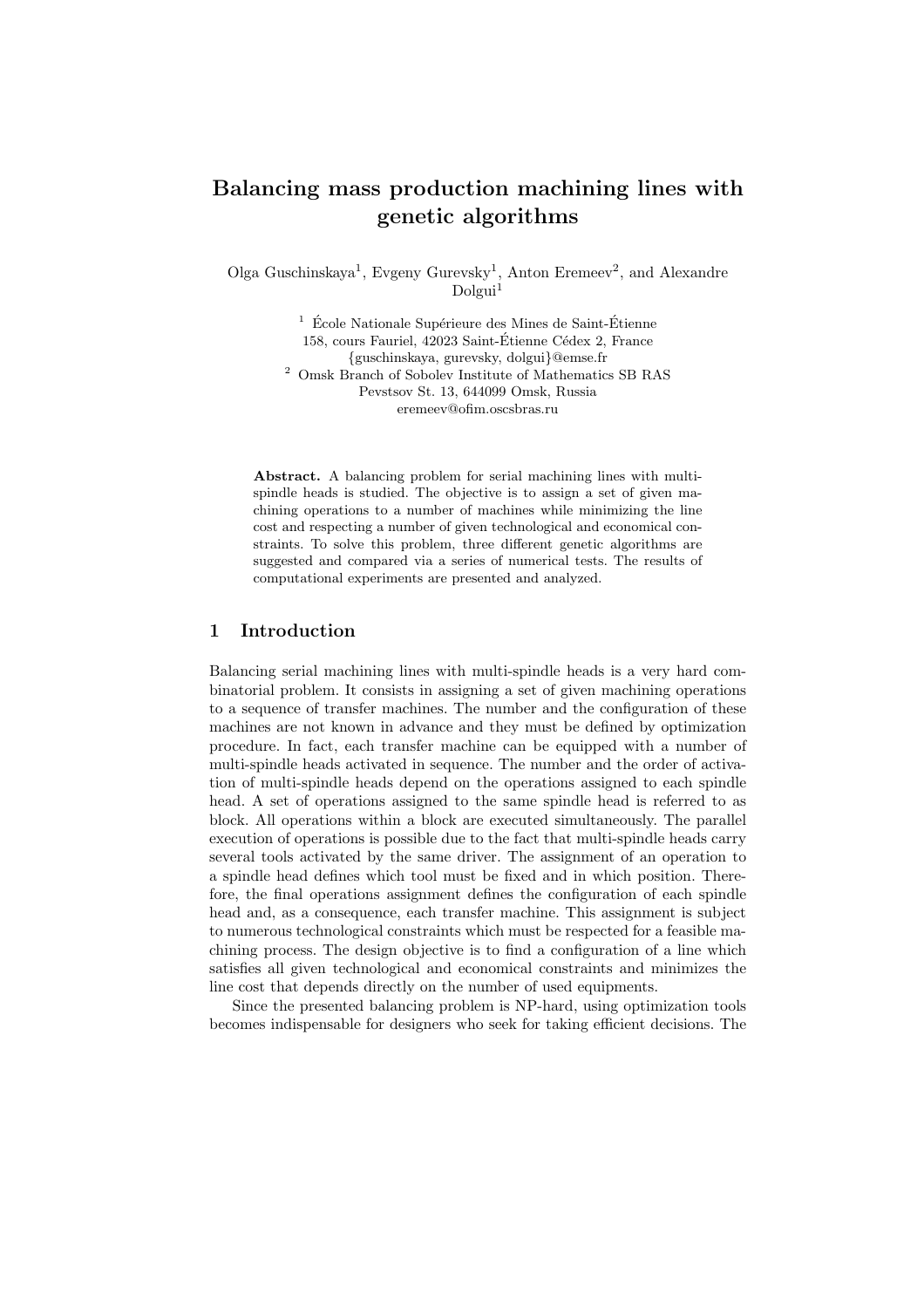# Balancing mass production machining lines with genetic algorithms

Olga Guschinskaya[1], Evgeny Gurevsky[1], Anton Eremeev[2], and Alexandre Dolgui[1]

[1] École Nationale Supérieure des Mines de Saint-Étienne
158, cours Fauriel, 42023 Saint-Étienne Cédex 2, France
{guschinskaya, gurevsky, dolgui}@emse.fr

[2] Omsk Branch of Sobolev Institute of Mathematics SB RAS
Pevstsov St. 13, 644099 Omsk, Russia
eremeev@ofim.oscsbras.ru

**Abstract.** A balancing problem for serial machining lines with multi-spindle heads is studied. The objective is to assign a set of given machining operations to a number of machines while minimizing the line cost and respecting a number of given technological and economical constraints. To solve this problem, three different genetic algorithms are suggested and compared via a series of numerical tests. The results of computational experiments are presented and analyzed.

## 1 Introduction

Balancing serial machining lines with multi-spindle heads is a very hard combinatorial problem. It consists in assigning a set of given machining operations to a sequence of transfer machines. The number and the configuration of these machines are not known in advance and they must be defined by optimization procedure. In fact, each transfer machine can be equipped with a number of multi-spindle heads activated in sequence. The number and the order of activation of multi-spindle heads depend on the operations assigned to each spindle head. A set of operations assigned to the same spindle head is referred to as block. All operations within a block are executed simultaneously. The parallel execution of operations is possible due to the fact that multi-spindle heads carry several tools activated by the same driver. The assignment of an operation to a spindle head defines which tool must be fixed and in which position. Therefore, the final operations assignment defines the configuration of each spindle head and, as a consequence, each transfer machine. This assignment is subject to numerous technological constraints which must be respected for a feasible machining process. The design objective is to find a configuration of a line which satisfies all given technological and economical constraints and minimizes the line cost that depends directly on the number of used equipments.

Since the presented balancing problem is NP-hard, using optimization tools becomes indispensable for designers who seek for taking efficient decisions. The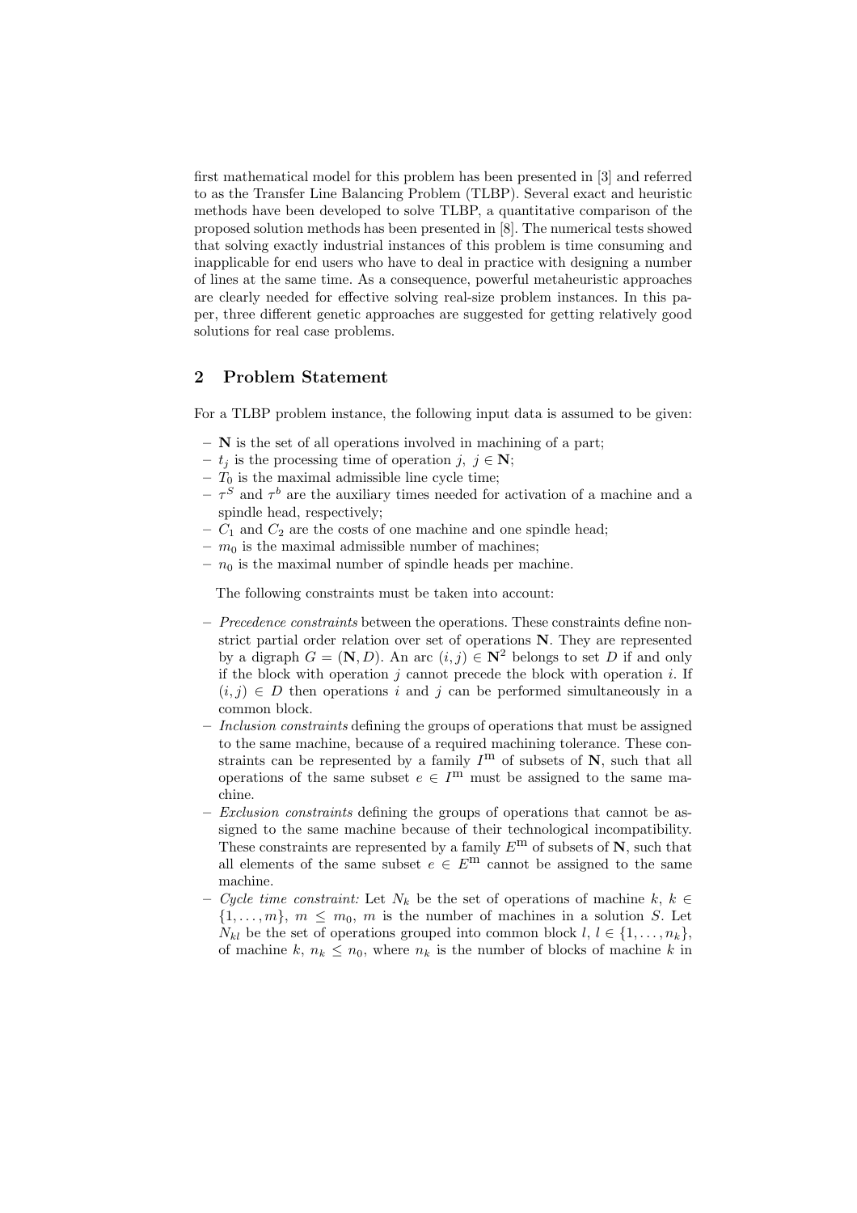first mathematical model for this problem has been presented in [3] and referred to as the Transfer Line Balancing Problem (TLBP). Several exact and heuristic methods have been developed to solve TLBP, a quantitative comparison of the proposed solution methods has been presented in [8]. The numerical tests showed that solving exactly industrial instances of this problem is time consuming and inapplicable for end users who have to deal in practice with designing a number of lines at the same time. As a consequence, powerful metaheuristic approaches are clearly needed for effective solving real-size problem instances. In this paper, three different genetic approaches are suggested for getting relatively good solutions for real case problems.

## 2 Problem Statement

For a TLBP problem instance, the following input data is assumed to be given:

- $\mathbf{N}$ is the set of all operations involved in machining of a part;
- $t_j$ is the processing time of operation $j$, $j \in \mathbf{N}$;
- $T_0$ is the maximal admissible line cycle time;
- $\tau^S$ and $\tau^b$ are the auxiliary times needed for activation of a machine and a spindle head, respectively;
- $C_1$ and $C_2$ are the costs of one machine and one spindle head;
- $m_0$ is the maximal admissible number of machines;
- $n_0$ is the maximal number of spindle heads per machine.

The following constraints must be taken into account:

- *Precedence constraints* between the operations. These constraints define non-strict partial order relation over set of operations $\mathbf{N}$. They are represented by a digraph $G = (\mathbf{N}, D)$. An arc $(i, j) \in \mathbf{N}^2$ belongs to set $D$ if and only if the block with operation $j$ cannot precede the block with operation $i$. If $(i, j) \in D$ then operations $i$ and $j$ can be performed simultaneously in a common block.
- *Inclusion constraints* defining the groups of operations that must be assigned to the same machine, because of a required machining tolerance. These constraints can be represented by a family $I^{\mathrm{m}}$ of subsets of $\mathbf{N}$, such that all operations of the same subset $e \in I^{\mathrm{m}}$ must be assigned to the same machine.
- *Exclusion constraints* defining the groups of operations that cannot be assigned to the same machine because of their technological incompatibility. These constraints are represented by a family $E^{\mathrm{m}}$ of subsets of $\mathbf{N}$, such that all elements of the same subset $e \in E^{\mathrm{m}}$ cannot be assigned to the same machine.
- *Cycle time constraint:* Let $N_k$ be the set of operations of machine $k$, $k \in \{1, \ldots, m\}$, $m \leq m_0$, $m$ is the number of machines in a solution $S$. Let $N_{kl}$ be the set of operations grouped into common block $l$, $l \in \{1, \ldots, n_k\}$, of machine $k$, $n_k \leq n_0$, where $n_k$ is the number of blocks of machine $k$ in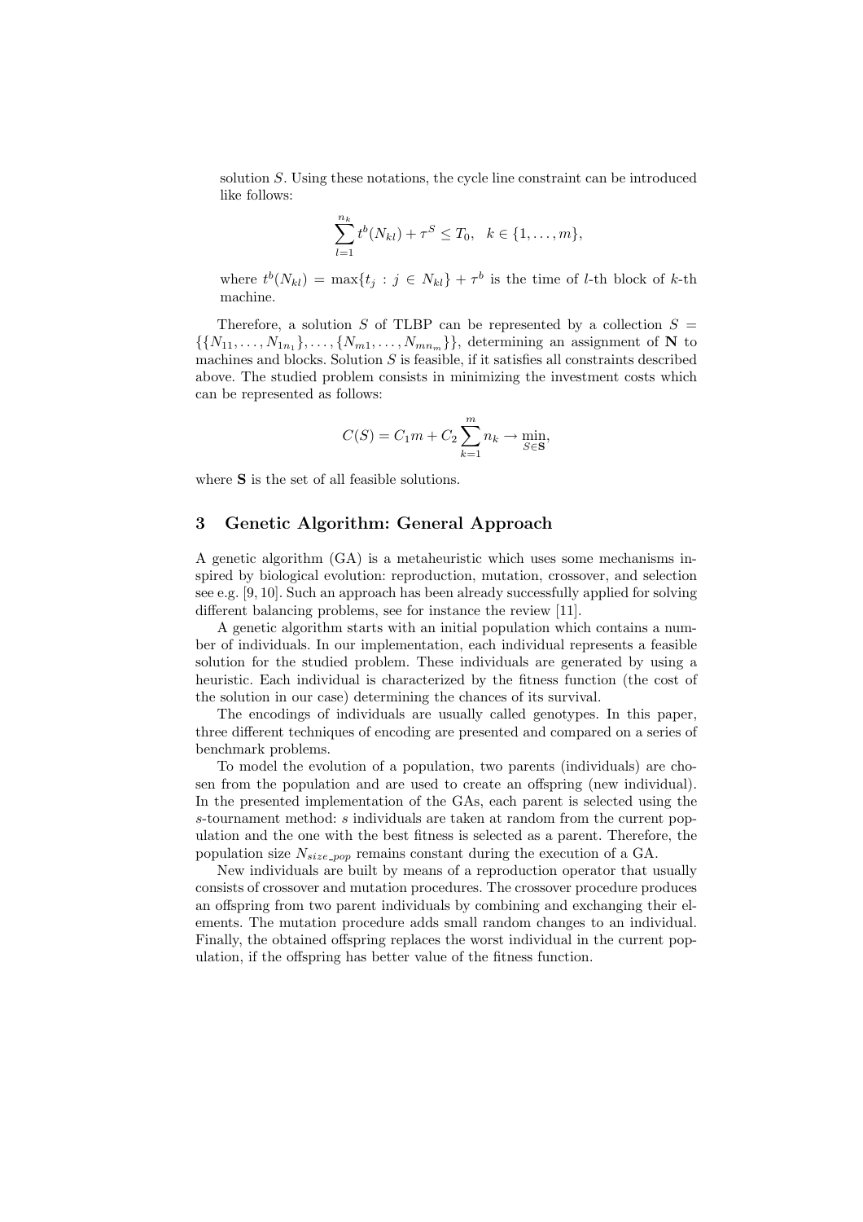solution $S$. Using these notations, the cycle line constraint can be introduced like follows:

$$\sum_{l=1}^{n_k} t^b(N_{kl}) + \tau^S \leq T_0, \quad k \in \{1, \ldots, m\},$$

where $t^b(N_{kl}) = \max\{t_j : j \in N_{kl}\} + \tau^b$ is the time of $l$-th block of $k$-th machine.

Therefore, a solution $S$ of TLBP can be represented by a collection $S = \{\{N_{11}, \ldots, N_{1n_1}\}, \ldots, \{N_{m1}, \ldots, N_{mn_m}\}\}$, determining an assignment of $\mathbf{N}$ to machines and blocks. Solution $S$ is feasible, if it satisfies all constraints described above. The studied problem consists in minimizing the investment costs which can be represented as follows:

$$C(S) = C_1 m + C_2 \sum_{k=1}^{m} n_k \rightarrow \min_{S \in \mathbf{S}},$$

where $\mathbf{S}$ is the set of all feasible solutions.

## 3 Genetic Algorithm: General Approach

A genetic algorithm (GA) is a metaheuristic which uses some mechanisms inspired by biological evolution: reproduction, mutation, crossover, and selection see e.g. [9, 10]. Such an approach has been already successfully applied for solving different balancing problems, see for instance the review [11].

A genetic algorithm starts with an initial population which contains a number of individuals. In our implementation, each individual represents a feasible solution for the studied problem. These individuals are generated by using a heuristic. Each individual is characterized by the fitness function (the cost of the solution in our case) determining the chances of its survival.

The encodings of individuals are usually called genotypes. In this paper, three different techniques of encoding are presented and compared on a series of benchmark problems.

To model the evolution of a population, two parents (individuals) are chosen from the population and are used to create an offspring (new individual). In the presented implementation of the GAs, each parent is selected using the $s$-tournament method: $s$ individuals are taken at random from the current population and the one with the best fitness is selected as a parent. Therefore, the population size $N_{size\_pop}$ remains constant during the execution of a GA.

New individuals are built by means of a reproduction operator that usually consists of crossover and mutation procedures. The crossover procedure produces an offspring from two parent individuals by combining and exchanging their elements. The mutation procedure adds small random changes to an individual. Finally, the obtained offspring replaces the worst individual in the current population, if the offspring has better value of the fitness function.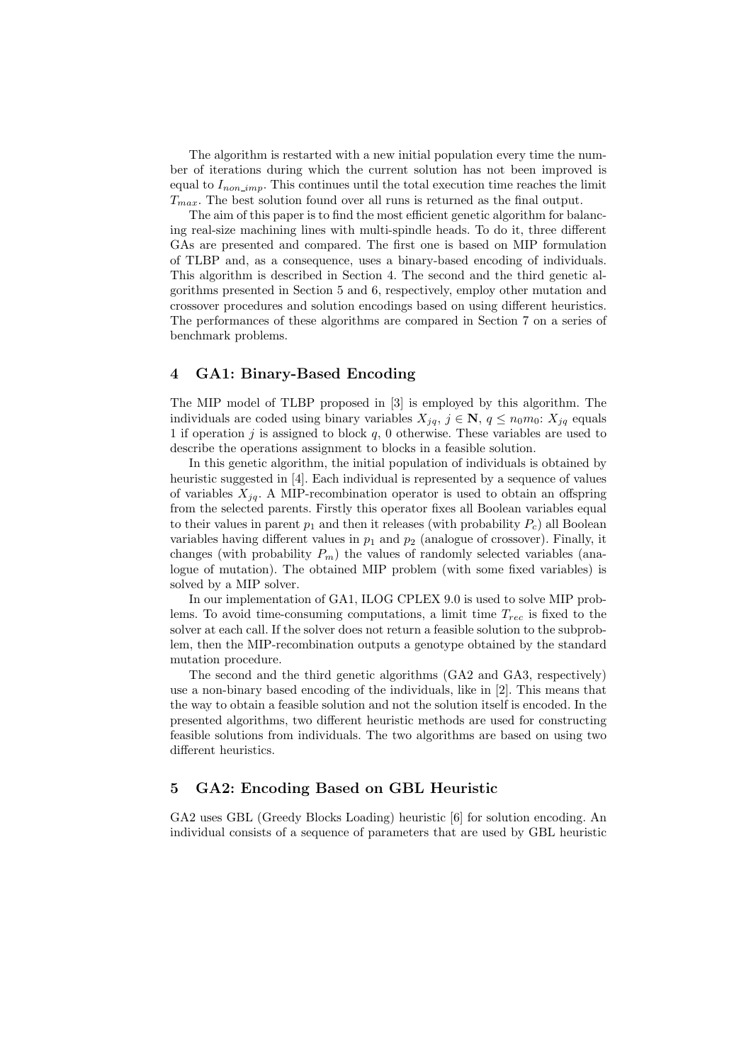The algorithm is restarted with a new initial population every time the number of iterations during which the current solution has not been improved is equal to $I_{non\_imp}$. This continues until the total execution time reaches the limit $T_{max}$. The best solution found over all runs is returned as the final output.

The aim of this paper is to find the most efficient genetic algorithm for balancing real-size machining lines with multi-spindle heads. To do it, three different GAs are presented and compared. The first one is based on MIP formulation of TLBP and, as a consequence, uses a binary-based encoding of individuals. This algorithm is described in Section 4. The second and the third genetic algorithms presented in Section 5 and 6, respectively, employ other mutation and crossover procedures and solution encodings based on using different heuristics. The performances of these algorithms are compared in Section 7 on a series of benchmark problems.

## 4 GA1: Binary-Based Encoding

The MIP model of TLBP proposed in [3] is employed by this algorithm. The individuals are coded using binary variables $X_{jq}$, $j \in \mathbf{N}$, $q \leq n_0 m_0$: $X_{jq}$ equals 1 if operation $j$ is assigned to block $q$, 0 otherwise. These variables are used to describe the operations assignment to blocks in a feasible solution.

In this genetic algorithm, the initial population of individuals is obtained by heuristic suggested in [4]. Each individual is represented by a sequence of values of variables $X_{jq}$. A MIP-recombination operator is used to obtain an offspring from the selected parents. Firstly this operator fixes all Boolean variables equal to their values in parent $p_1$ and then it releases (with probability $P_c$) all Boolean variables having different values in $p_1$ and $p_2$ (analogue of crossover). Finally, it changes (with probability $P_m$) the values of randomly selected variables (analogue of mutation). The obtained MIP problem (with some fixed variables) is solved by a MIP solver.

In our implementation of GA1, ILOG CPLEX 9.0 is used to solve MIP problems. To avoid time-consuming computations, a limit time $T_{rec}$ is fixed to the solver at each call. If the solver does not return a feasible solution to the subproblem, then the MIP-recombination outputs a genotype obtained by the standard mutation procedure.

The second and the third genetic algorithms (GA2 and GA3, respectively) use a non-binary based encoding of the individuals, like in [2]. This means that the way to obtain a feasible solution and not the solution itself is encoded. In the presented algorithms, two different heuristic methods are used for constructing feasible solutions from individuals. The two algorithms are based on using two different heuristics.

## 5 GA2: Encoding Based on GBL Heuristic

GA2 uses GBL (Greedy Blocks Loading) heuristic [6] for solution encoding. An individual consists of a sequence of parameters that are used by GBL heuristic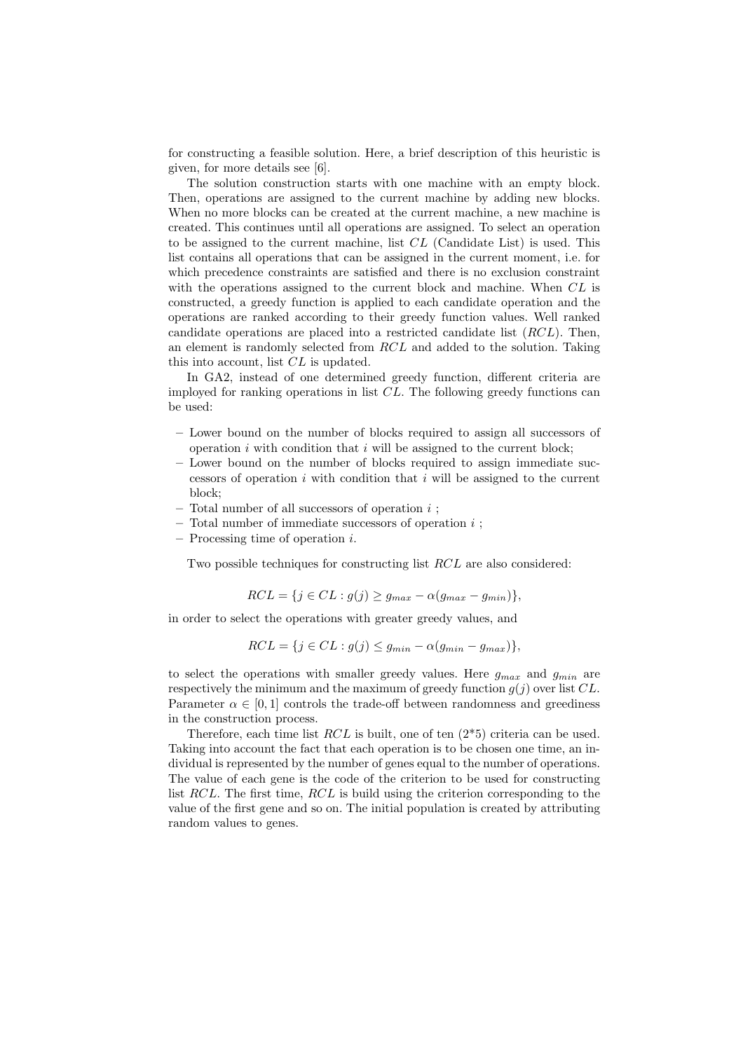for constructing a feasible solution. Here, a brief description of this heuristic is given, for more details see [6].

The solution construction starts with one machine with an empty block. Then, operations are assigned to the current machine by adding new blocks. When no more blocks can be created at the current machine, a new machine is created. This continues until all operations are assigned. To select an operation to be assigned to the current machine, list $CL$ (Candidate List) is used. This list contains all operations that can be assigned in the current moment, i.e. for which precedence constraints are satisfied and there is no exclusion constraint with the operations assigned to the current block and machine. When $CL$ is constructed, a greedy function is applied to each candidate operation and the operations are ranked according to their greedy function values. Well ranked candidate operations are placed into a restricted candidate list ($RCL$). Then, an element is randomly selected from $RCL$ and added to the solution. Taking this into account, list $CL$ is updated.

In GA2, instead of one determined greedy function, different criteria are imployed for ranking operations in list $CL$. The following greedy functions can be used:

- Lower bound on the number of blocks required to assign all successors of operation $i$ with condition that $i$ will be assigned to the current block;
- Lower bound on the number of blocks required to assign immediate successors of operation $i$ with condition that $i$ will be assigned to the current block;
- Total number of all successors of operation $i$ ;
- Total number of immediate successors of operation $i$ ;
- Processing time of operation $i$.

Two possible techniques for constructing list $RCL$ are also considered:

$$RCL = \{j \in CL : g(j) \geq g_{max} - \alpha(g_{max} - g_{min})\},$$

in order to select the operations with greater greedy values, and

$$RCL = \{j \in CL : g(j) \leq g_{min} - \alpha(g_{min} - g_{max})\},$$

to select the operations with smaller greedy values. Here $g_{max}$ and $g_{min}$ are respectively the minimum and the maximum of greedy function $g(j)$ over list $CL$. Parameter $\alpha \in [0, 1]$ controls the trade-off between randomness and greediness in the construction process.

Therefore, each time list $RCL$ is built, one of ten (2*5) criteria can be used. Taking into account the fact that each operation is to be chosen one time, an individual is represented by the number of genes equal to the number of operations. The value of each gene is the code of the criterion to be used for constructing list $RCL$. The first time, $RCL$ is build using the criterion corresponding to the value of the first gene and so on. The initial population is created by attributing random values to genes.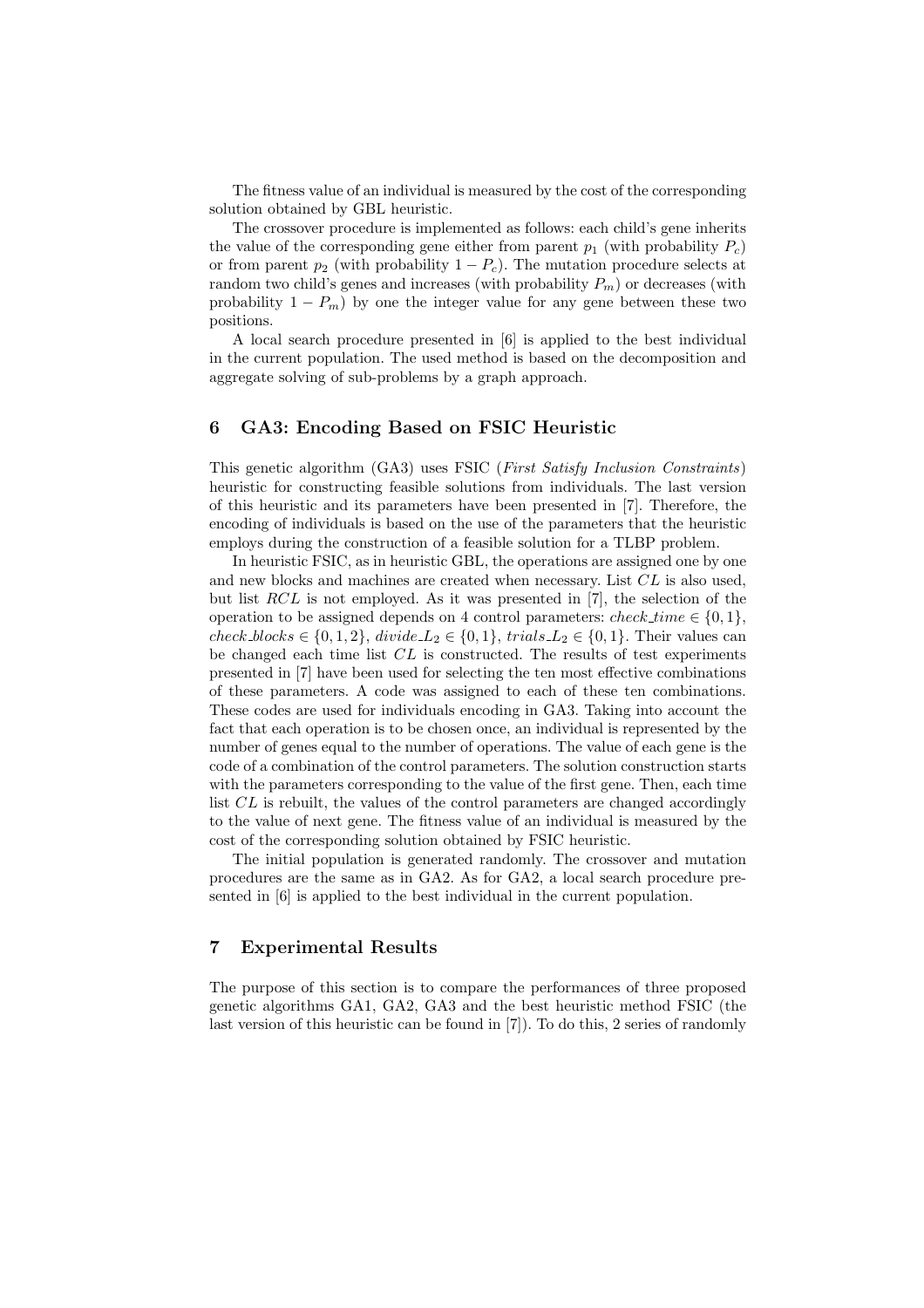The fitness value of an individual is measured by the cost of the corresponding solution obtained by GBL heuristic.

The crossover procedure is implemented as follows: each child's gene inherits the value of the corresponding gene either from parent $p_1$ (with probability $P_c$) or from parent $p_2$ (with probability $1 - P_c$). The mutation procedure selects at random two child's genes and increases (with probability $P_m$) or decreases (with probability $1 - P_m$) by one the integer value for any gene between these two positions.

A local search procedure presented in [6] is applied to the best individual in the current population. The used method is based on the decomposition and aggregate solving of sub-problems by a graph approach.

## 6 GA3: Encoding Based on FSIC Heuristic

This genetic algorithm (GA3) uses FSIC (*First Satisfy Inclusion Constraints*) heuristic for constructing feasible solutions from individuals. The last version of this heuristic and its parameters have been presented in [7]. Therefore, the encoding of individuals is based on the use of the parameters that the heuristic employs during the construction of a feasible solution for a TLBP problem.

In heuristic FSIC, as in heuristic GBL, the operations are assigned one by one and new blocks and machines are created when necessary. List $CL$ is also used, but list $RCL$ is not employed. As it was presented in [7], the selection of the operation to be assigned depends on 4 control parameters: $check\_time \in \{0, 1\}$, $check\_blocks \in \{0, 1, 2\}$, $divide\_L_2 \in \{0, 1\}$, $trials\_L_2 \in \{0, 1\}$. Their values can be changed each time list $CL$ is constructed. The results of test experiments presented in [7] have been used for selecting the ten most effective combinations of these parameters. A code was assigned to each of these ten combinations. These codes are used for individuals encoding in GA3. Taking into account the fact that each operation is to be chosen once, an individual is represented by the number of genes equal to the number of operations. The value of each gene is the code of a combination of the control parameters. The solution construction starts with the parameters corresponding to the value of the first gene. Then, each time list $CL$ is rebuilt, the values of the control parameters are changed accordingly to the value of next gene. The fitness value of an individual is measured by the cost of the corresponding solution obtained by FSIC heuristic.

The initial population is generated randomly. The crossover and mutation procedures are the same as in GA2. As for GA2, a local search procedure presented in [6] is applied to the best individual in the current population.

## 7 Experimental Results

The purpose of this section is to compare the performances of three proposed genetic algorithms GA1, GA2, GA3 and the best heuristic method FSIC (the last version of this heuristic can be found in [7]). To do this, 2 series of randomly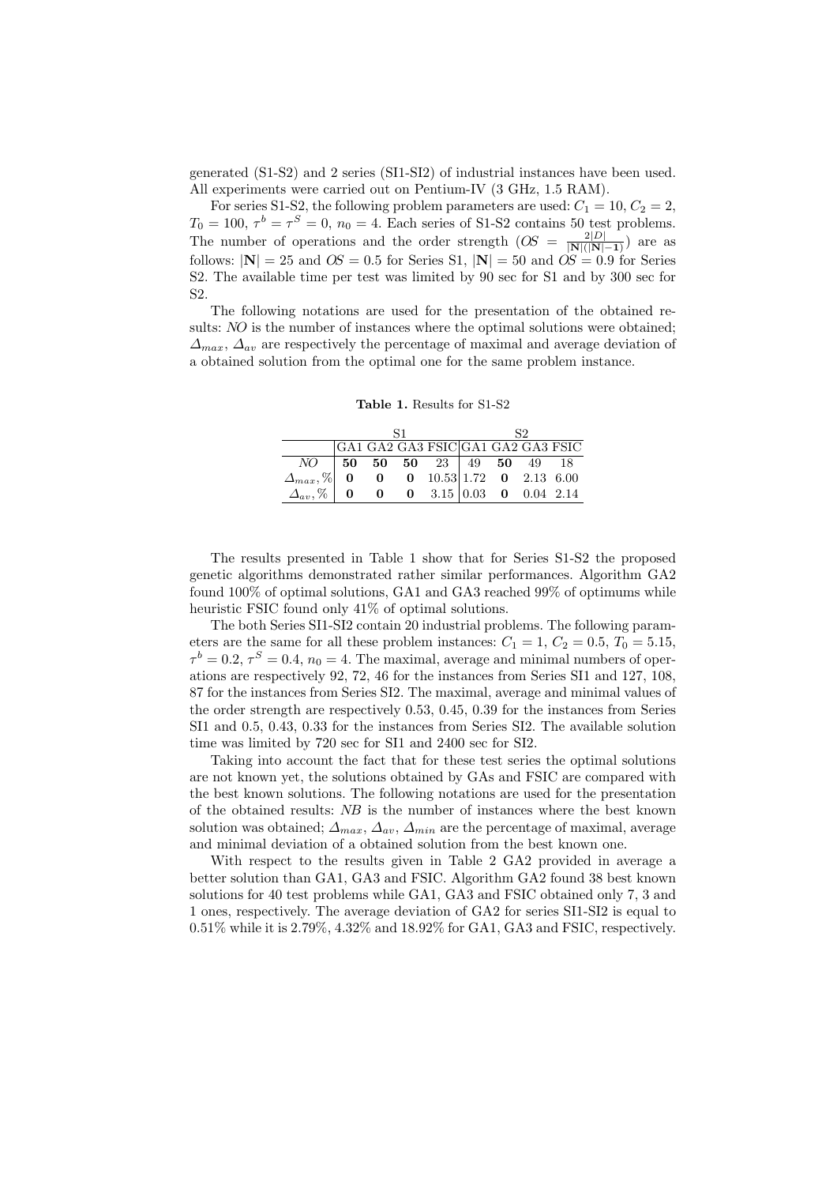generated (S1-S2) and 2 series (SI1-SI2) of industrial instances have been used. All experiments were carried out on Pentium-IV (3 GHz, 1.5 RAM).

For series S1-S2, the following problem parameters are used: $C_1 = 10$, $C_2 = 2$, $T_0 = 100$, $\tau^b = \tau^S = 0$, $n_0 = 4$. Each series of S1-S2 contains 50 test problems. The number of operations and the order strength ($OS = \frac{2|D|}{|\mathbf{N}|(|\mathbf{N}|-\mathbf{1})}$) are as follows: $|\mathbf{N}| = 25$ and $OS = 0.5$ for Series S1, $|\mathbf{N}| = 50$ and $OS = 0.9$ for Series S2. The available time per test was limited by 90 sec for S1 and by 300 sec for S2.

The following notations are used for the presentation of the obtained results: *NO* is the number of instances where the optimal solutions were obtained; $\Delta_{max}$, $\Delta_{av}$ are respectively the percentage of maximal and average deviation of a obtained solution from the optimal one for the same problem instance.

**Table 1.** Results for S1-S2

| | S1 | | | | S2 | | | |
|---|---|---|---|---|---|---|---|---|
| | GA1 | GA2 | GA3 | FSIC | GA1 | GA2 | GA3 | FSIC |
| *NO* | **50** | **50** | **50** | 23 | 49 | **50** | 49 | 18 |
| $\Delta_{max}$,% | **0** | **0** | **0** | 10.53 | 1.72 | **0** | 2.13 | 6.00 |
| $\Delta_{av}$,% | **0** | **0** | **0** | 3.15 | 0.03 | **0** | 0.04 | 2.14 |

The results presented in Table 1 show that for Series S1-S2 the proposed genetic algorithms demonstrated rather similar performances. Algorithm GA2 found 100% of optimal solutions, GA1 and GA3 reached 99% of optimums while heuristic FSIC found only 41% of optimal solutions.

The both Series SI1-SI2 contain 20 industrial problems. The following parameters are the same for all these problem instances: $C_1 = 1$, $C_2 = 0.5$, $T_0 = 5.15$, $\tau^b = 0.2$, $\tau^S = 0.4$, $n_0 = 4$. The maximal, average and minimal numbers of operations are respectively 92, 72, 46 for the instances from Series SI1 and 127, 108, 87 for the instances from Series SI2. The maximal, average and minimal values of the order strength are respectively 0.53, 0.45, 0.39 for the instances from Series SI1 and 0.5, 0.43, 0.33 for the instances from Series SI2. The available solution time was limited by 720 sec for SI1 and 2400 sec for SI2.

Taking into account the fact that for these test series the optimal solutions are not known yet, the solutions obtained by GAs and FSIC are compared with the best known solutions. The following notations are used for the presentation of the obtained results: *NB* is the number of instances where the best known solution was obtained; $\Delta_{max}$, $\Delta_{av}$, $\Delta_{min}$ are the percentage of maximal, average and minimal deviation of a obtained solution from the best known one.

With respect to the results given in Table 2 GA2 provided in average a better solution than GA1, GA3 and FSIC. Algorithm GA2 found 38 best known solutions for 40 test problems while GA1, GA3 and FSIC obtained only 7, 3 and 1 ones, respectively. The average deviation of GA2 for series SI1-SI2 is equal to 0.51% while it is 2.79%, 4.32% and 18.92% for GA1, GA3 and FSIC, respectively.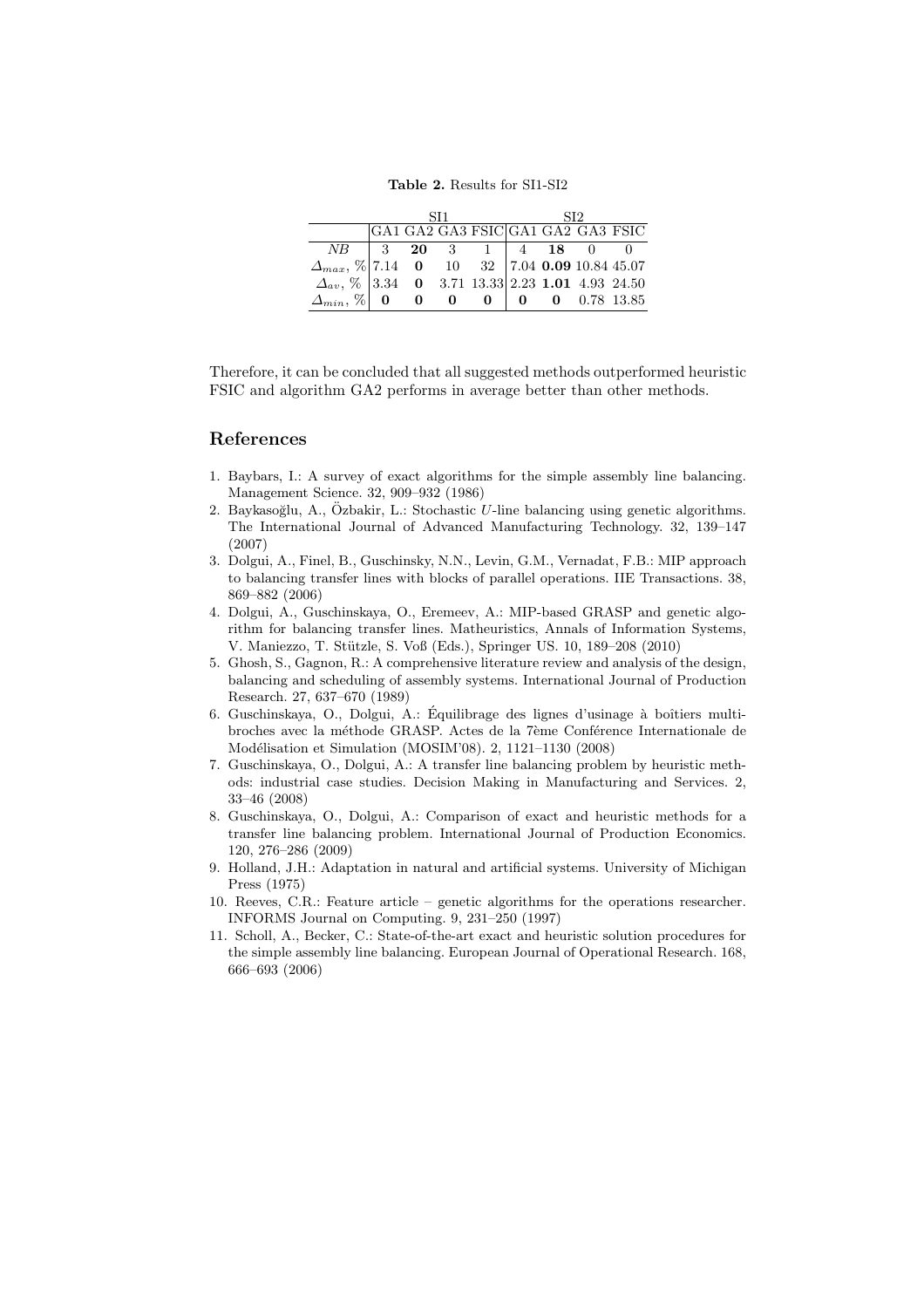**Table 2.** Results for SI1-SI2

| | SI1 | | | | SI2 | | | |
|---|---|---|---|---|---|---|---|---|
| | GA1 | GA2 | GA3 | FSIC | GA1 | GA2 | GA3 | FSIC |
| $NB$ | 3 | **20** | 3 | 1 | 4 | **18** | 0 | 0 |
| $\Delta_{max}$, % | 7.14 | **0** | 10 | 32 | 7.04 | **0.09** | 10.84 | 45.07 |
| $\Delta_{av}$, % | 3.34 | **0** | 3.71 | 13.33 | 2.23 | **1.01** | 4.93 | 24.50 |
| $\Delta_{min}$, % | **0** | **0** | **0** | **0** | **0** | **0** | 0.78 | 13.85 |

Therefore, it can be concluded that all suggested methods outperformed heuristic FSIC and algorithm GA2 performs in average better than other methods.

## References

1. Baybars, I.: A survey of exact algorithms for the simple assembly line balancing. Management Science. 32, 909–932 (1986)
2. Baykasoğlu, A., Özbakir, L.: Stochastic $U$-line balancing using genetic algorithms. The International Journal of Advanced Manufacturing Technology. 32, 139–147 (2007)
3. Dolgui, A., Finel, B., Guschinsky, N.N., Levin, G.M., Vernadat, F.B.: MIP approach to balancing transfer lines with blocks of parallel operations. IIE Transactions. 38, 869–882 (2006)
4. Dolgui, A., Guschinskaya, O., Eremeev, A.: MIP-based GRASP and genetic algorithm for balancing transfer lines. Matheuristics, Annals of Information Systems, V. Maniezzo, T. Stützle, S. Voß (Eds.), Springer US. 10, 189–208 (2010)
5. Ghosh, S., Gagnon, R.: A comprehensive literature review and analysis of the design, balancing and scheduling of assembly systems. International Journal of Production Research. 27, 637–670 (1989)
6. Guschinskaya, O., Dolgui, A.: Équilibrage des lignes d'usinage à boîtiers multibroches avec la méthode GRASP. Actes de la 7ème Conférence Internationale de Modélisation et Simulation (MOSIM'08). 2, 1121–1130 (2008)
7. Guschinskaya, O., Dolgui, A.: A transfer line balancing problem by heuristic methods: industrial case studies. Decision Making in Manufacturing and Services. 2, 33–46 (2008)
8. Guschinskaya, O., Dolgui, A.: Comparison of exact and heuristic methods for a transfer line balancing problem. International Journal of Production Economics. 120, 276–286 (2009)
9. Holland, J.H.: Adaptation in natural and artificial systems. University of Michigan Press (1975)
10. Reeves, C.R.: Feature article – genetic algorithms for the operations researcher. INFORMS Journal on Computing. 9, 231–250 (1997)
11. Scholl, A., Becker, C.: State-of-the-art exact and heuristic solution procedures for the simple assembly line balancing. European Journal of Operational Research. 168, 666–693 (2006)